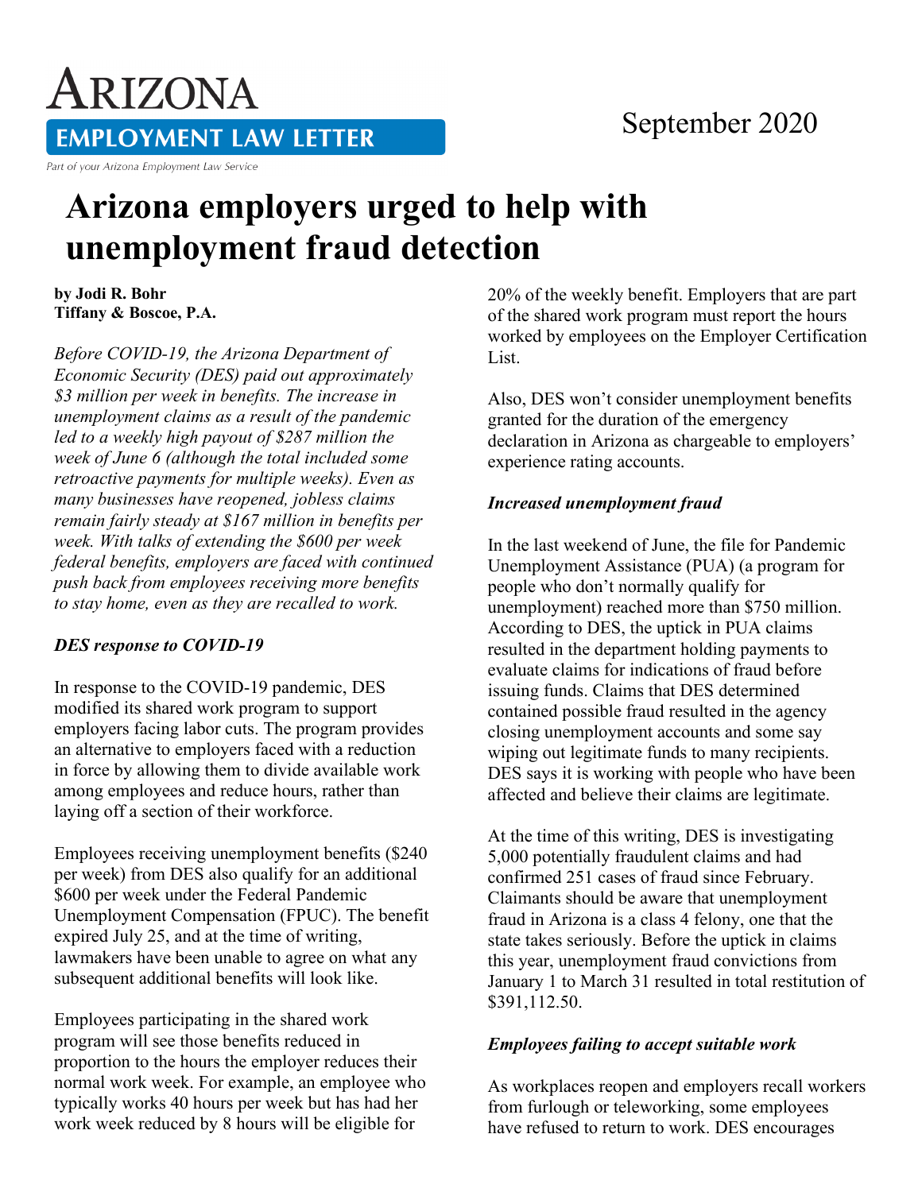# ARIZONA EMPLOYMENT LAW LETTER

Part of your Arizona Employment Law Service

September 2020

# Arizona employers urged to help with unemployment fraud detection

**by Jodi R. Bohr**
**Tiffany & Boscoe, P.A.**

*Before COVID-19, the Arizona Department of Economic Security (DES) paid out approximately $3 million per week in benefits. The increase in unemployment claims as a result of the pandemic led to a weekly high payout of $287 million the week of June 6 (although the total included some retroactive payments for multiple weeks). Even as many businesses have reopened, jobless claims remain fairly steady at $167 million in benefits per week. With talks of extending the $600 per week federal benefits, employers are faced with continued push back from employees receiving more benefits to stay home, even as they are recalled to work.*

### *DES response to COVID-19*

In response to the COVID-19 pandemic, DES modified its shared work program to support employers facing labor cuts. The program provides an alternative to employers faced with a reduction in force by allowing them to divide available work among employees and reduce hours, rather than laying off a section of their workforce.

Employees receiving unemployment benefits ($240 per week) from DES also qualify for an additional $600 per week under the Federal Pandemic Unemployment Compensation (FPUC). The benefit expired July 25, and at the time of writing, lawmakers have been unable to agree on what any subsequent additional benefits will look like.

Employees participating in the shared work program will see those benefits reduced in proportion to the hours the employer reduces their normal work week. For example, an employee who typically works 40 hours per week but has had her work week reduced by 8 hours will be eligible for 20% of the weekly benefit. Employers that are part of the shared work program must report the hours worked by employees on the Employer Certification List.

Also, DES won't consider unemployment benefits granted for the duration of the emergency declaration in Arizona as chargeable to employers' experience rating accounts.

### *Increased unemployment fraud*

In the last weekend of June, the file for Pandemic Unemployment Assistance (PUA) (a program for people who don't normally qualify for unemployment) reached more than $750 million. According to DES, the uptick in PUA claims resulted in the department holding payments to evaluate claims for indications of fraud before issuing funds. Claims that DES determined contained possible fraud resulted in the agency closing unemployment accounts and some say wiping out legitimate funds to many recipients. DES says it is working with people who have been affected and believe their claims are legitimate.

At the time of this writing, DES is investigating 5,000 potentially fraudulent claims and had confirmed 251 cases of fraud since February. Claimants should be aware that unemployment fraud in Arizona is a class 4 felony, one that the state takes seriously. Before the uptick in claims this year, unemployment fraud convictions from January 1 to March 31 resulted in total restitution of $391,112.50.

### *Employees failing to accept suitable work*

As workplaces reopen and employers recall workers from furlough or teleworking, some employees have refused to return to work. DES encourages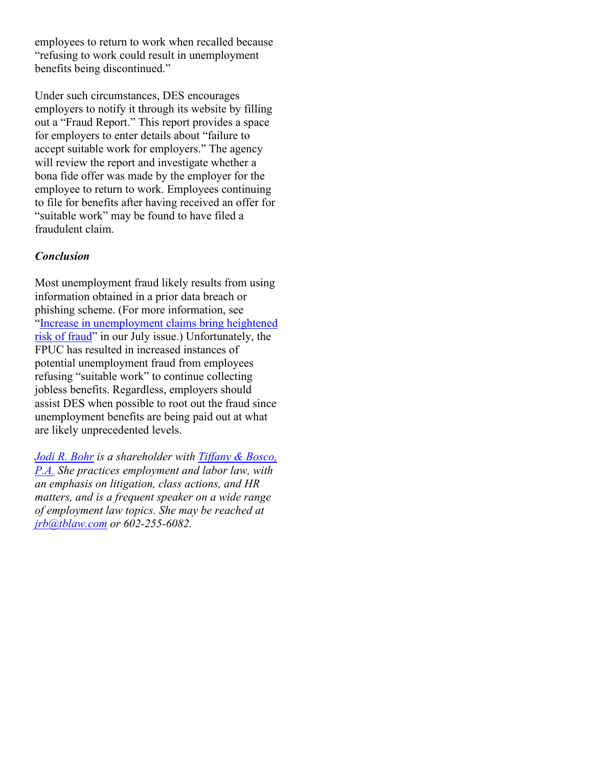employees to return to work when recalled because "refusing to work could result in unemployment benefits being discontinued."

Under such circumstances, DES encourages employers to notify it through its website by filling out a "Fraud Report." This report provides a space for employers to enter details about "failure to accept suitable work for employers." The agency will review the report and investigate whether a bona fide offer was made by the employer for the employee to return to work. Employees continuing to file for benefits after having received an offer for "suitable work" may be found to have filed a fraudulent claim.

***Conclusion***

Most unemployment fraud likely results from using information obtained in a prior data breach or phishing scheme. (For more information, see "Increase in unemployment claims bring heightened risk of fraud" in our July issue.) Unfortunately, the FPUC has resulted in increased instances of potential unemployment fraud from employees refusing "suitable work" to continue collecting jobless benefits. Regardless, employers should assist DES when possible to root out the fraud since unemployment benefits are being paid out at what are likely unprecedented levels.

*Jodi R. Bohr is a shareholder with Tiffany & Bosco, P.A. She practices employment and labor law, with an emphasis on litigation, class actions, and HR matters, and is a frequent speaker on a wide range of employment law topics. She may be reached at jrb@tblaw.com or 602-255-6082.*